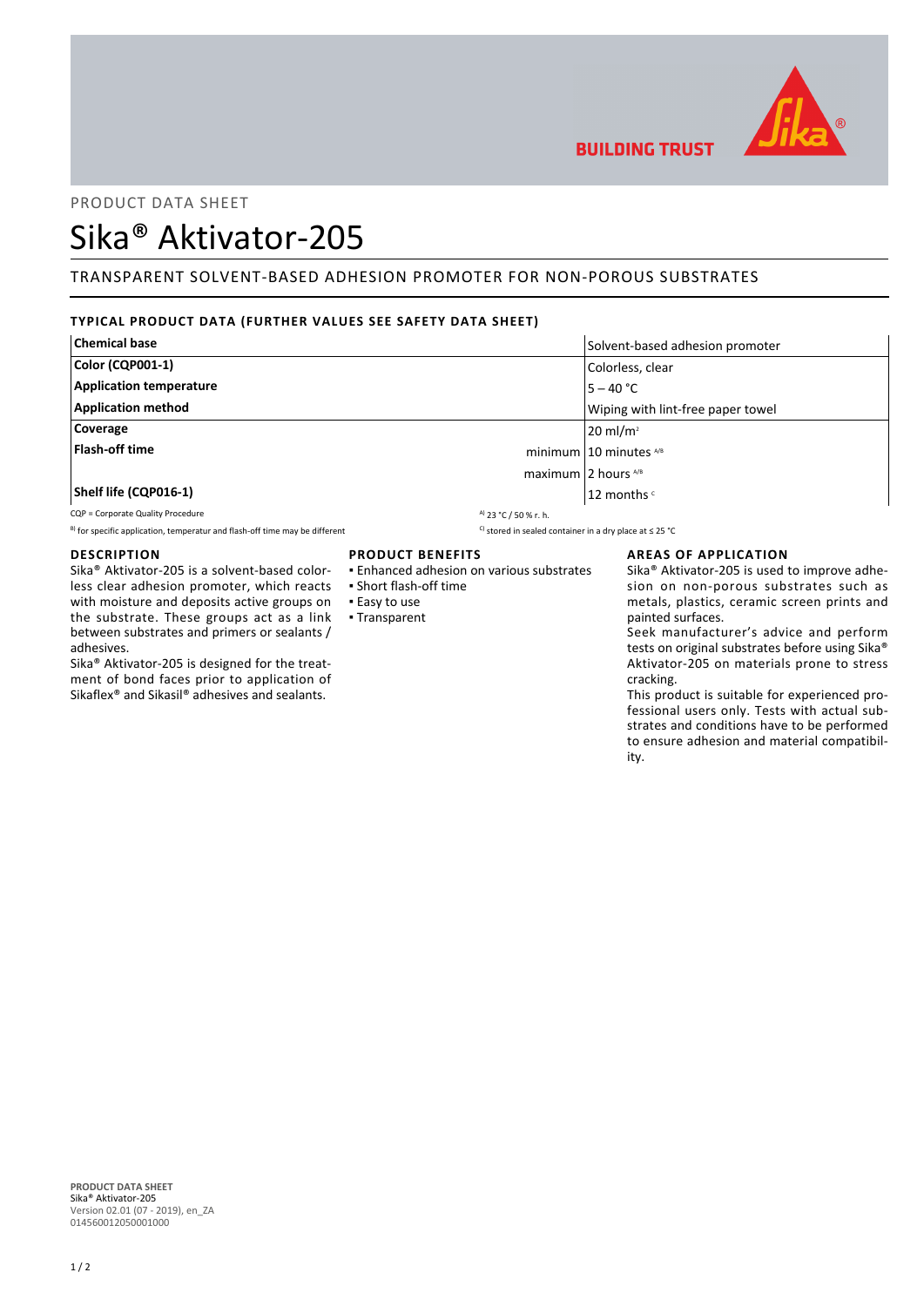PRODUCT DATA SHEET

# Sika® Aktivator-205

## TRANSPARENT SOLVENT-BASED ADHESION PROMOTER FOR NON-POROUS SUBSTRATES

### TYPICAL PRODUCT DATA (FURTHER VALUES SEE SAFETY DATA SHEET)

| | | |
|---|---|---|
| **Chemical base** | | Solvent-based adhesion promoter |
| **Color (CQP001-1)** | | Colorless, clear |
| **Application temperature** | | 5 – 40 °C |
| **Application method** | | Wiping with lint-free paper towel |
| **Coverage** | | 20 ml/m² |
| **Flash-off time** | minimum | 10 minutes [A/B] |
| | maximum | 2 hours [A/B] |
| **Shelf life (CQP016-1)** | | 12 months [C] |

CQP = Corporate Quality Procedure

[A] 23 °C / 50 % r. h.

[B] for specific application, temperatur and flash-off time may be different

[C] stored in sealed container in a dry place at ≤ 25 °C

### DESCRIPTION

Sika® Aktivator-205 is a solvent-based colorless clear adhesion promoter, which reacts with moisture and deposits active groups on the substrate. These groups act as a link between substrates and primers or sealants / adhesives.

Sika® Aktivator-205 is designed for the treatment of bond faces prior to application of Sikaflex® and Sikasil® adhesives and sealants.

### PRODUCT BENEFITS

- Enhanced adhesion on various substrates
- Short flash-off time
- Easy to use
- Transparent

### AREAS OF APPLICATION

Sika® Aktivator-205 is used to improve adhesion on non-porous substrates such as metals, plastics, ceramic screen prints and painted surfaces.

Seek manufacturer's advice and perform tests on original substrates before using Sika® Aktivator-205 on materials prone to stress cracking.

This product is suitable for experienced professional users only. Tests with actual substrates and conditions have to be performed to ensure adhesion and material compatibility.

**PRODUCT DATA SHEET**
Sika® Aktivator-205
Version 02.01 (07 - 2019), en_ZA
014560012050001000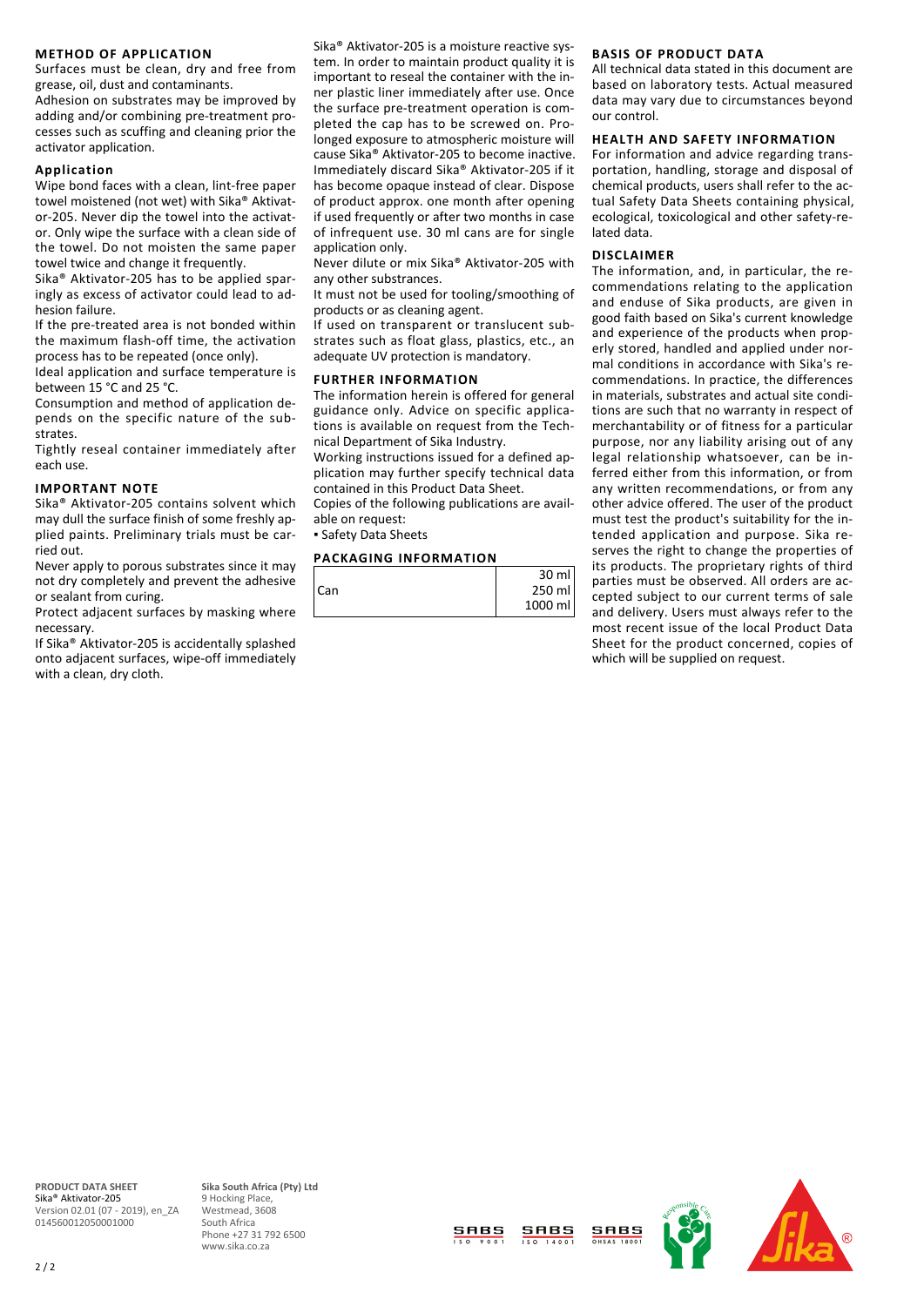## METHOD OF APPLICATION

Surfaces must be clean, dry and free from grease, oil, dust and contaminants.

Adhesion on substrates may be improved by adding and/or combining pre-treatment processes such as scuffing and cleaning prior the activator application.

### Application

Wipe bond faces with a clean, lint-free paper towel moistened (not wet) with Sika® Aktivator-205. Never dip the towel into the activator. Only wipe the surface with a clean side of the towel. Do not moisten the same paper towel twice and change it frequently.

Sika® Aktivator-205 has to be applied sparingly as excess of activator could lead to adhesion failure.

If the pre-treated area is not bonded within the maximum flash-off time, the activation process has to be repeated (once only).

Ideal application and surface temperature is between 15 °C and 25 °C.

Consumption and method of application depends on the specific nature of the substrates.

Tightly reseal container immediately after each use.

## IMPORTANT NOTE

Sika® Aktivator-205 contains solvent which may dull the surface finish of some freshly applied paints. Preliminary trials must be carried out.

Never apply to porous substrates since it may not dry completely and prevent the adhesive or sealant from curing.

Protect adjacent surfaces by masking where necessary.

If Sika® Aktivator-205 is accidentally splashed onto adjacent surfaces, wipe-off immediately with a clean, dry cloth.

Sika® Aktivator-205 is a moisture reactive system. In order to maintain product quality it is important to reseal the container with the inner plastic liner immediately after use. Once the surface pre-treatment operation is completed the cap has to be screwed on. Prolonged exposure to atmospheric moisture will cause Sika® Aktivator-205 to become inactive. Immediately discard Sika® Aktivator-205 if it has become opaque instead of clear. Dispose of product approx. one month after opening if used frequently or after two months in case of infrequent use. 30 ml cans are for single application only.

Never dilute or mix Sika® Aktivator-205 with any other substances.

It must not be used for tooling/smoothing of products or as cleaning agent.

If used on transparent or translucent substrates such as float glass, plastics, etc., an adequate UV protection is mandatory.

## FURTHER INFORMATION

The information herein is offered for general guidance only. Advice on specific applications is available on request from the Technical Department of Sika Industry.

Working instructions issued for a defined application may further specify technical data contained in this Product Data Sheet.

Copies of the following publications are available on request:

- Safety Data Sheets

## PACKAGING INFORMATION

| | |
|---|---|
| Can | 30 ml<br>250 ml<br>1000 ml |

## BASIS OF PRODUCT DATA

All technical data stated in this document are based on laboratory tests. Actual measured data may vary due to circumstances beyond our control.

## HEALTH AND SAFETY INFORMATION

For information and advice regarding transportation, handling, storage and disposal of chemical products, users shall refer to the actual Safety Data Sheets containing physical, ecological, toxicological and other safety-related data.

## DISCLAIMER

The information, and, in particular, the recommendations relating to the application and enduse of Sika products, are given in good faith based on Sika's current knowledge and experience of the products when properly stored, handled and applied under normal conditions in accordance with Sika's recommendations. In practice, the differences in materials, substrates and actual site conditions are such that no warranty in respect of merchantability or of fitness for a particular purpose, nor any liability arising out of any legal relationship whatsoever, can be inferred either from this information, or from any written recommendations, or from any other advice offered. The user of the product must test the product's suitability for the intended application and purpose. Sika reserves the right to change the properties of its products. The proprietary rights of third parties must be observed. All orders are accepted subject to our current terms of sale and delivery. Users must always refer to the most recent issue of the local Product Data Sheet for the product concerned, copies of which will be supplied on request.

**PRODUCT DATA SHEET**
Sika® Aktivator-205
Version 02.01 (07 - 2019), en_ZA
014560012050001000

**Sika South Africa (Pty) Ltd**
9 Hocking Place,
Westmead, 3608
South Africa
Phone +27 31 792 6500
www.sika.co.za